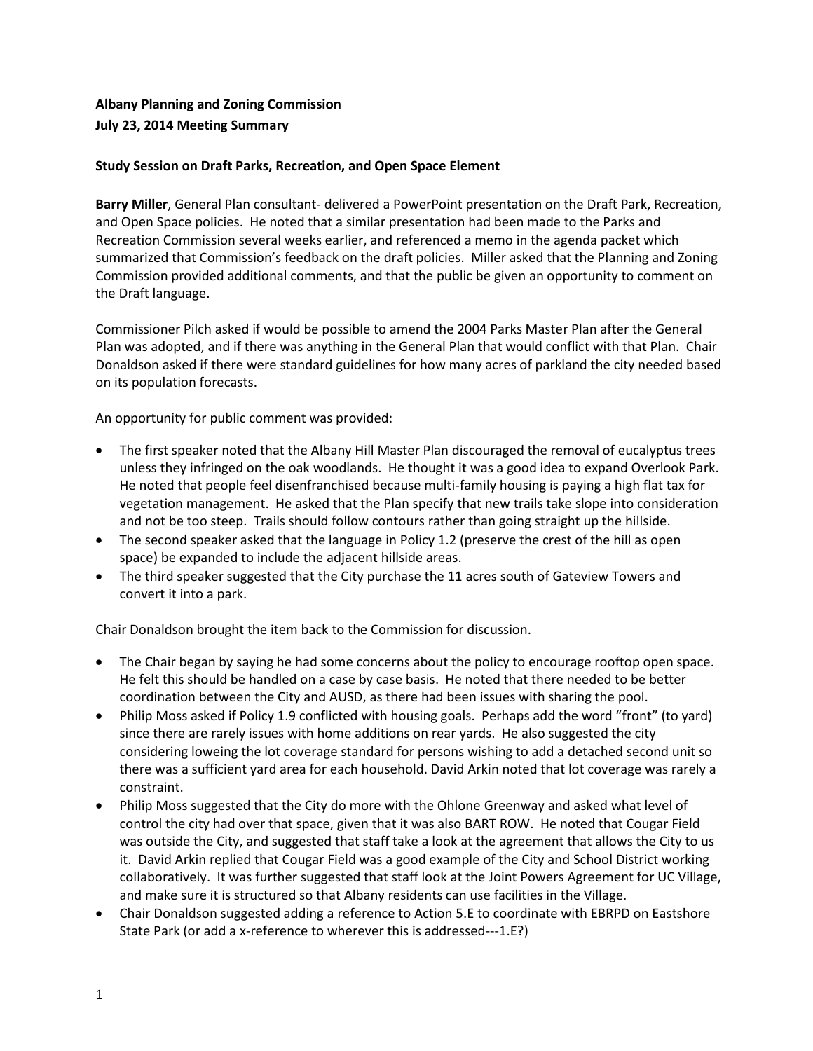**Albany Planning and Zoning Commission**
**July 23, 2014 Meeting Summary**

**Study Session on Draft Parks, Recreation, and Open Space Element**

**Barry Miller**, General Plan consultant- delivered a PowerPoint presentation on the Draft Park, Recreation, and Open Space policies. He noted that a similar presentation had been made to the Parks and Recreation Commission several weeks earlier, and referenced a memo in the agenda packet which summarized that Commission's feedback on the draft policies. Miller asked that the Planning and Zoning Commission provided additional comments, and that the public be given an opportunity to comment on the Draft language.

Commissioner Pilch asked if would be possible to amend the 2004 Parks Master Plan after the General Plan was adopted, and if there was anything in the General Plan that would conflict with that Plan. Chair Donaldson asked if there were standard guidelines for how many acres of parkland the city needed based on its population forecasts.

An opportunity for public comment was provided:

- The first speaker noted that the Albany Hill Master Plan discouraged the removal of eucalyptus trees unless they infringed on the oak woodlands. He thought it was a good idea to expand Overlook Park. He noted that people feel disenfranchised because multi-family housing is paying a high flat tax for vegetation management. He asked that the Plan specify that new trails take slope into consideration and not be too steep. Trails should follow contours rather than going straight up the hillside.
- The second speaker asked that the language in Policy 1.2 (preserve the crest of the hill as open space) be expanded to include the adjacent hillside areas.
- The third speaker suggested that the City purchase the 11 acres south of Gateview Towers and convert it into a park.

Chair Donaldson brought the item back to the Commission for discussion.

- The Chair began by saying he had some concerns about the policy to encourage rooftop open space. He felt this should be handled on a case by case basis. He noted that there needed to be better coordination between the City and AUSD, as there had been issues with sharing the pool.
- Philip Moss asked if Policy 1.9 conflicted with housing goals. Perhaps add the word "front" (to yard) since there are rarely issues with home additions on rear yards. He also suggested the city considering loweing the lot coverage standard for persons wishing to add a detached second unit so there was a sufficient yard area for each household. David Arkin noted that lot coverage was rarely a constraint.
- Philip Moss suggested that the City do more with the Ohlone Greenway and asked what level of control the city had over that space, given that it was also BART ROW. He noted that Cougar Field was outside the City, and suggested that staff take a look at the agreement that allows the City to us it. David Arkin replied that Cougar Field was a good example of the City and School District working collaboratively. It was further suggested that staff look at the Joint Powers Agreement for UC Village, and make sure it is structured so that Albany residents can use facilities in the Village.
- Chair Donaldson suggested adding a reference to Action 5.E to coordinate with EBRPD on Eastshore State Park (or add a x-reference to wherever this is addressed---1.E?)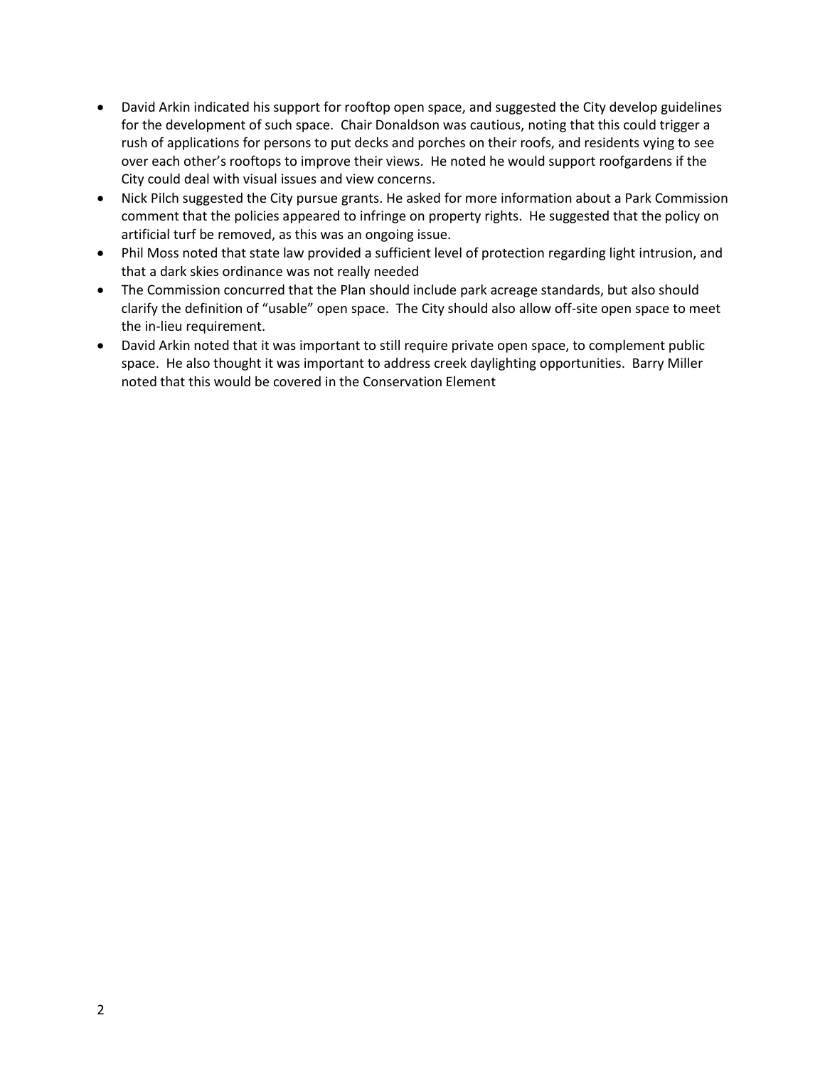- David Arkin indicated his support for rooftop open space, and suggested the City develop guidelines for the development of such space. Chair Donaldson was cautious, noting that this could trigger a rush of applications for persons to put decks and porches on their roofs, and residents vying to see over each other's rooftops to improve their views. He noted he would support roofgardens if the City could deal with visual issues and view concerns.
- Nick Pilch suggested the City pursue grants. He asked for more information about a Park Commission comment that the policies appeared to infringe on property rights. He suggested that the policy on artificial turf be removed, as this was an ongoing issue.
- Phil Moss noted that state law provided a sufficient level of protection regarding light intrusion, and that a dark skies ordinance was not really needed
- The Commission concurred that the Plan should include park acreage standards, but also should clarify the definition of "usable" open space. The City should also allow off-site open space to meet the in-lieu requirement.
- David Arkin noted that it was important to still require private open space, to complement public space. He also thought it was important to address creek daylighting opportunities. Barry Miller noted that this would be covered in the Conservation Element